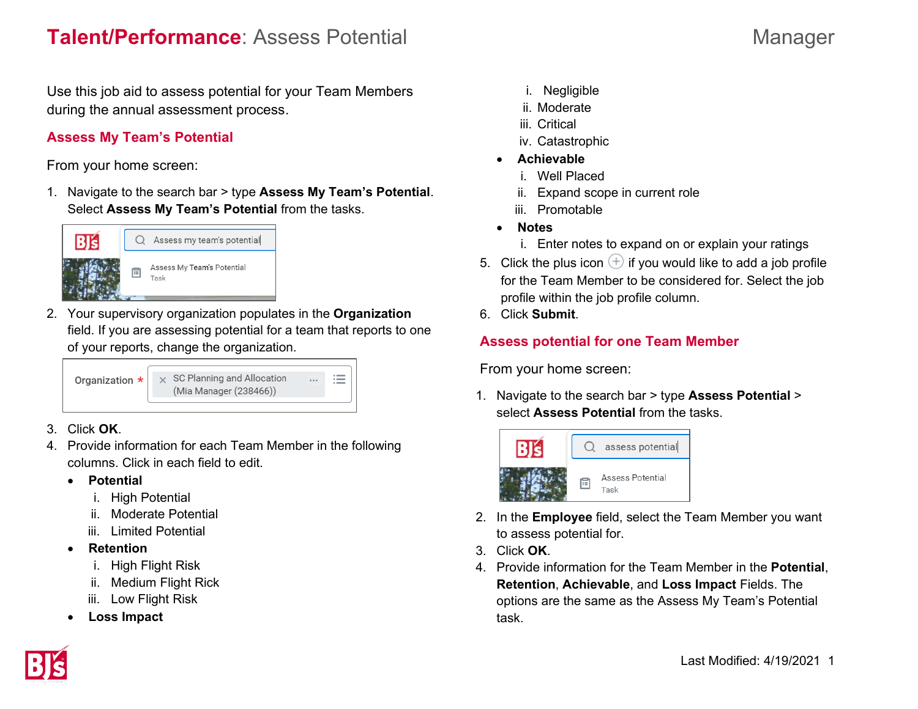# **Talent/Performance**: Assess Potential

Manager

Use this job aid to assess potential for your Team Members during the annual assessment process.

## Assess My Team's Potential

From your home screen:

1. Navigate to the search bar > type **Assess My Team's Potential**. Select **Assess My Team's Potential** from the tasks.
2. Your supervisory organization populates in the **Organization** field. If you are assessing potential for a team that reports to one of your reports, change the organization.
3. Click **OK**.
4. Provide information for each Team Member in the following columns. Click in each field to edit.
   - **Potential**
     1. High Potential
     2. Moderate Potential
     3. Limited Potential
   - **Retention**
     1. High Flight Risk
     2. Medium Flight Rick
     3. Low Flight Risk
   - **Loss Impact**
     1. Negligible
     2. Moderate
     3. Critical
     4. Catastrophic
   - **Achievable**
     1. Well Placed
     2. Expand scope in current role
     3. Promotable
   - **Notes**
     1. Enter notes to expand on or explain your ratings
5. Click the plus icon ⊕ if you would like to add a job profile for the Team Member to be considered for. Select the job profile within the job profile column.
6. Click **Submit**.

## Assess potential for one Team Member

From your home screen:

1. Navigate to the search bar > type **Assess Potential** > select **Assess Potential** from the tasks.
2. In the **Employee** field, select the Team Member you want to assess potential for.
3. Click **OK**.
4. Provide information for the Team Member in the **Potential**, **Retention**, **Achievable**, and **Loss Impact** Fields. The options are the same as the Assess My Team's Potential task.

Last Modified: 4/19/2021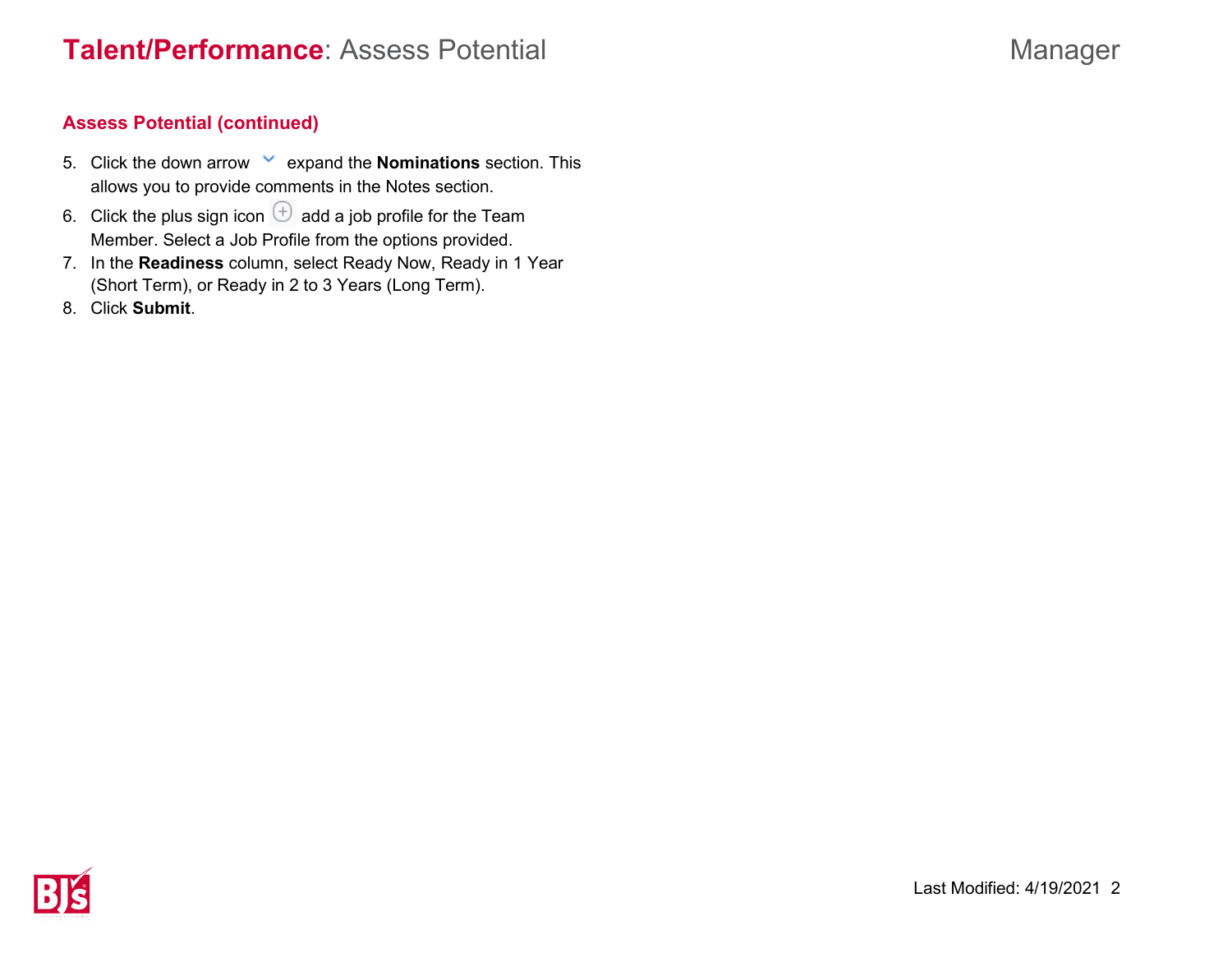## Assess Potential (continued)

5. Click the down arrow expand the **Nominations** section. This allows you to provide comments in the Notes section.
6. Click the plus sign icon add a job profile for the Team Member. Select a Job Profile from the options provided.
7. In the **Readiness** column, select Ready Now, Ready in 1 Year (Short Term), or Ready in 2 to 3 Years (Long Term).
8. Click **Submit**.